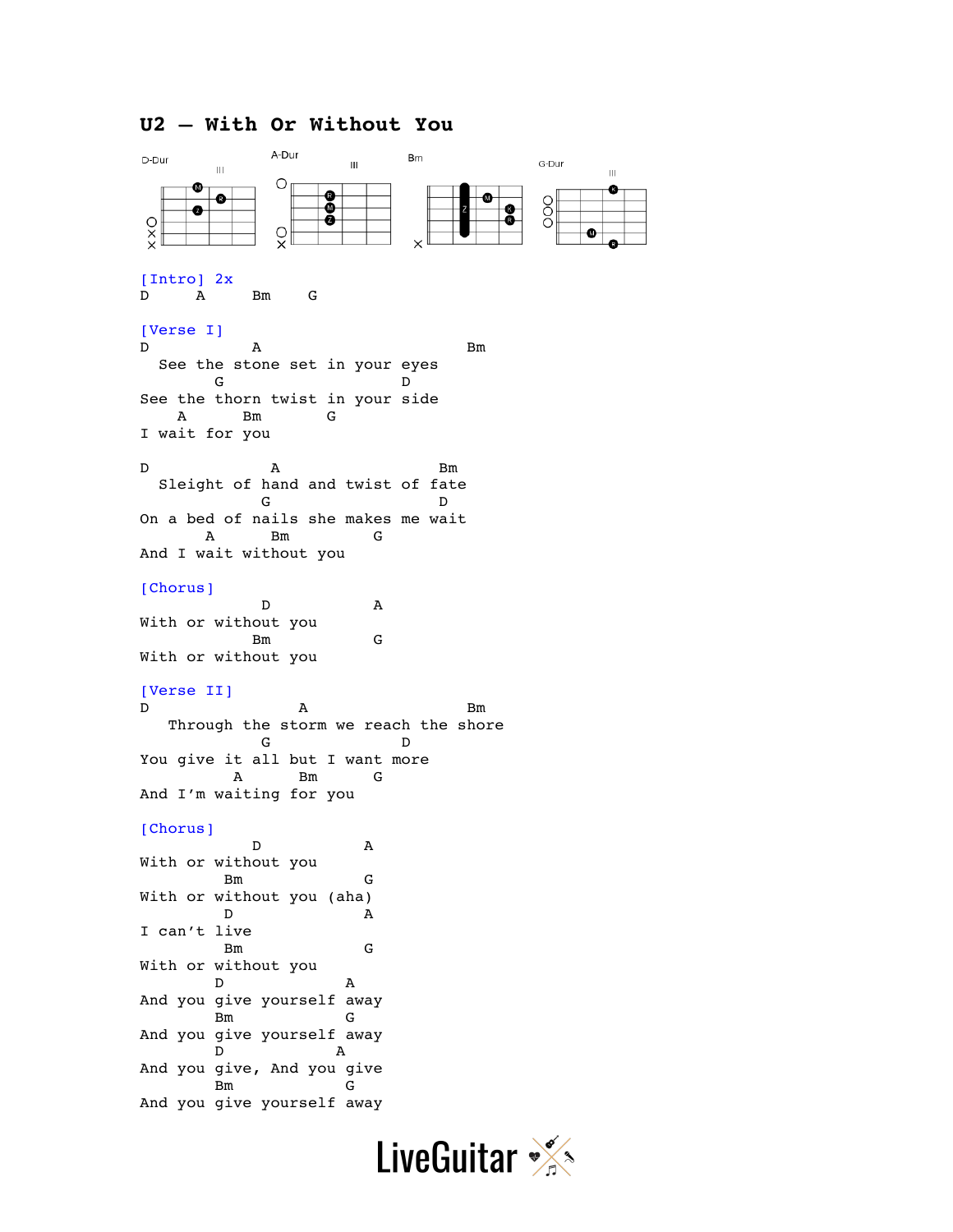# U2 – With Or Without You

D-Dur    A-Dur    Bm    G-Dur

```
[Intro] 2x
D      A      Bm     G

[Verse I]
D           A                          Bm
  See the stone set in your eyes
        G                   D
See the thorn twist in your side
    A      Bm        G
I wait for you

D             A                Bm
  Sleight of hand and twist of fate
             G                D
On a bed of nails she makes me wait
       A      Bm           G
And I wait without you

[Chorus]
             D            A
With or without you
            Bm            G
With or without you

[Verse II]
D                A                 Bm
   Through the storm we reach the shore
             G                D
You give it all but I want more
          A      Bm      G
And I'm waiting for you

[Chorus]
            D           A
With or without you
         Bm              G
With or without you (aha)
         D               A
I can't live
         Bm              G
With or without you
        D              A
And you give yourself away
        Bm             G
And you give yourself away
        D             A
And you give, And you give
        Bm             G
And you give yourself away
```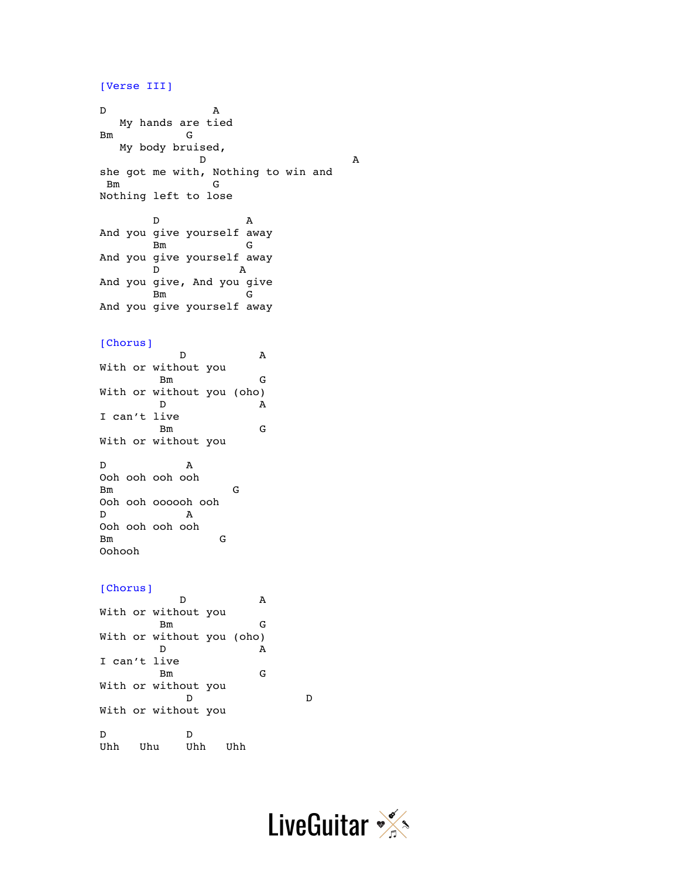[Verse III]

```
D                 A
   My hands are tied
Bm           G
   My body bruised,
               D                      A
she got me with, Nothing to win and
 Bm              G
Nothing left to lose

        D             A
And you give yourself away
        Bm            G
And you give yourself away
        D            A
And you give, And you give
        Bm            G
And you give yourself away
```

[Chorus]

```
            D           A
With or without you
         Bm             G
With or without you (oho)
         D              A
I can't live
         Bm             G
With or without you

D            A
Ooh ooh ooh ooh
Bm               G
Ooh ooh oooooh ooh
D            A
Ooh ooh ooh ooh
Bm               G
Oohooh
```

[Chorus]

```
            D           A
With or without you
         Bm             G
With or without you (oho)
         D              A
I can't live
         Bm             G
With or without you
             D                 D
With or without you

D            D
Uhh   Uhu    Uhh   Uhh
```